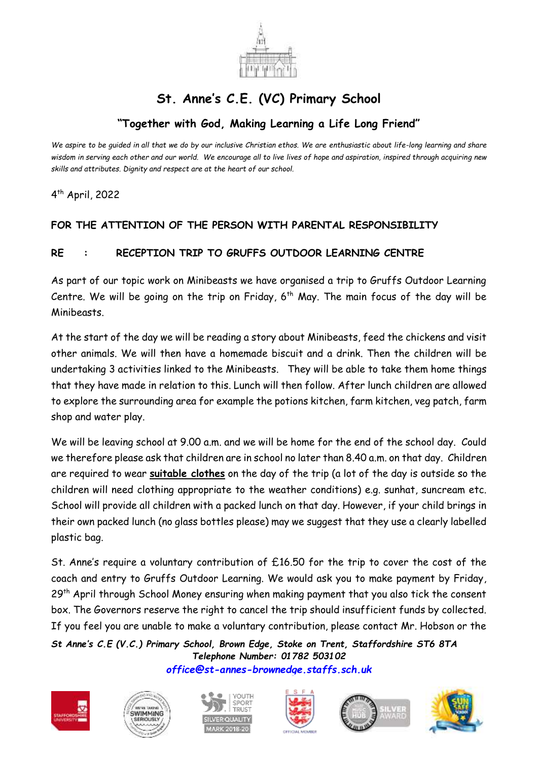# St. Anne's C.E. (VC) Primary School

## "Together with God, Making Learning a Life Long Friend"

*We aspire to be guided in all that we do by our inclusive Christian ethos. We are enthusiastic about life-long learning and share wisdom in serving each other and our world. We encourage all to live lives of hope and aspiration, inspired through acquiring new skills and attributes. Dignity and respect are at the heart of our school.*

4th April, 2022

**FOR THE ATTENTION OF THE PERSON WITH PARENTAL RESPONSIBILITY**

**RE : RECEPTION TRIP TO GRUFFS OUTDOOR LEARNING CENTRE**

As part of our topic work on Minibeasts we have organised a trip to Gruffs Outdoor Learning Centre. We will be going on the trip on Friday, 6th May. The main focus of the day will be Minibeasts.

At the start of the day we will be reading a story about Minibeasts, feed the chickens and visit other animals. We will then have a homemade biscuit and a drink. Then the children will be undertaking 3 activities linked to the Minibeasts. They will be able to take them home things that they have made in relation to this. Lunch will then follow. After lunch children are allowed to explore the surrounding area for example the potions kitchen, farm kitchen, veg patch, farm shop and water play.

We will be leaving school at 9.00 a.m. and we will be home for the end of the school day. Could we therefore please ask that children are in school no later than 8.40 a.m. on that day. Children are required to wear **suitable clothes** on the day of the trip (a lot of the day is outside so the children will need clothing appropriate to the weather conditions) e.g. sunhat, suncream etc. School will provide all children with a packed lunch on that day. However, if your child brings in their own packed lunch (no glass bottles please) may we suggest that they use a clearly labelled plastic bag.

St. Anne's require a voluntary contribution of £16.50 for the trip to cover the cost of the coach and entry to Gruffs Outdoor Learning. We would ask you to make payment by Friday, 29th April through School Money ensuring when making payment that you also tick the consent box. The Governors reserve the right to cancel the trip should insufficient funds by collected. If you feel you are unable to make a voluntary contribution, please contact Mr. Hobson or the

***St Anne's C.E (V.C.) Primary School, Brown Edge, Stoke on Trent, Staffordshire ST6 8TA***
***Telephone Number: 01782 503102***
***office@st-annes-brownedge.staffs.sch.uk***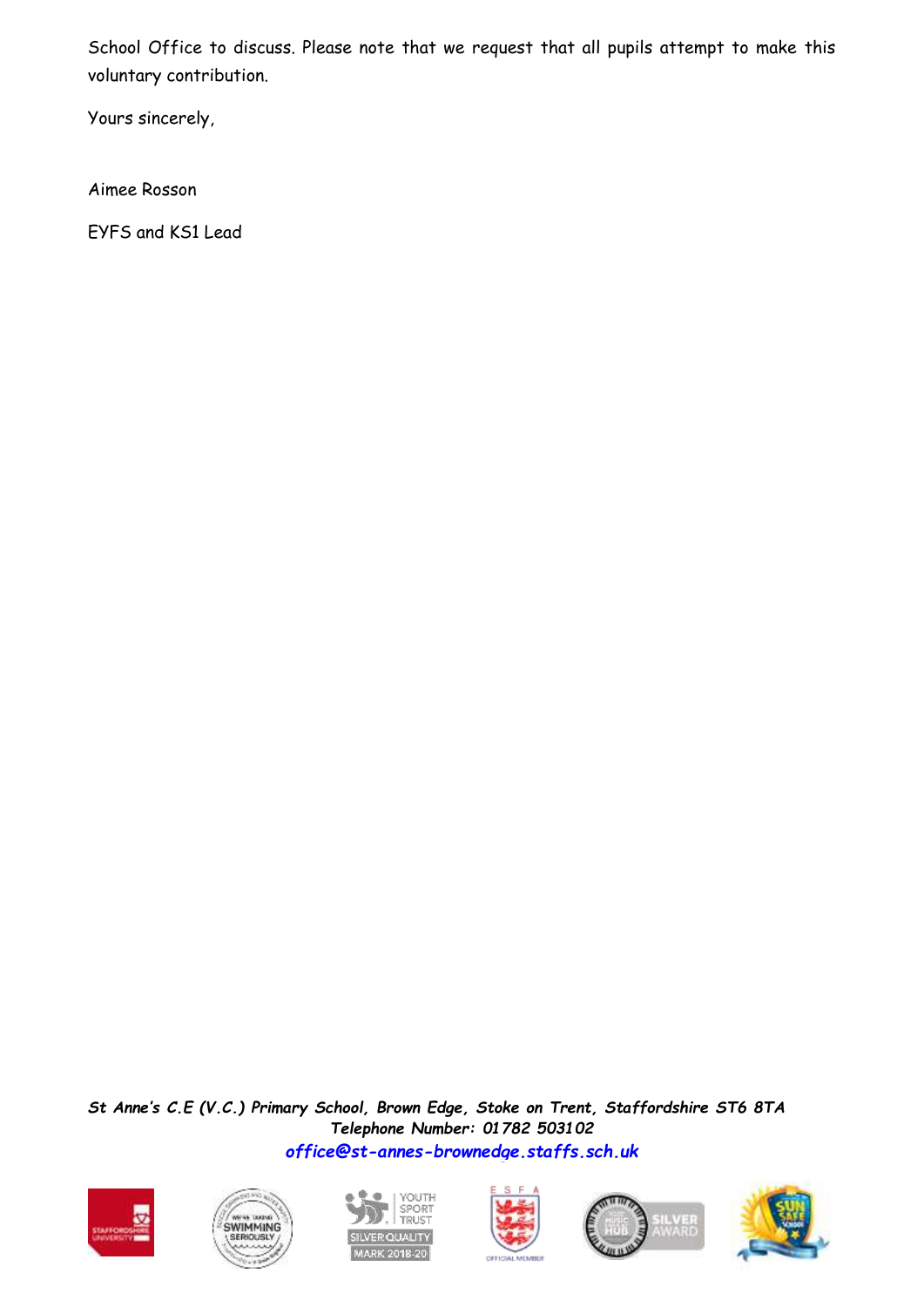School Office to discuss. Please note that we request that all pupils attempt to make this voluntary contribution.

Yours sincerely,

Aimee Rosson

EYFS and KS1 Lead

***St Anne's C.E (V.C.) Primary School, Brown Edge, Stoke on Trent, Staffordshire ST6 8TA***
***Telephone Number: 01782 503102***
***office@st-annes-brownedge.staffs.sch.uk***